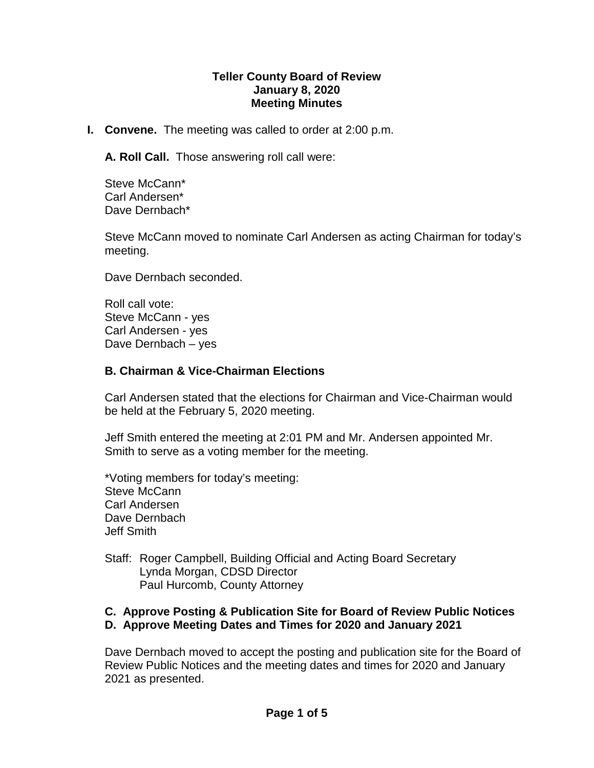# Teller County Board of Review
## January 8, 2020
## Meeting Minutes

**I. Convene.** The meeting was called to order at 2:00 p.m.

**A. Roll Call.** Those answering roll call were:

Steve McCann*
Carl Andersen*
Dave Dernbach*

Steve McCann moved to nominate Carl Andersen as acting Chairman for today's meeting.

Dave Dernbach seconded.

Roll call vote:
Steve McCann - yes
Carl Andersen - yes
Dave Dernbach – yes

**B. Chairman & Vice-Chairman Elections**

Carl Andersen stated that the elections for Chairman and Vice-Chairman would be held at the February 5, 2020 meeting.

Jeff Smith entered the meeting at 2:01 PM and Mr. Andersen appointed Mr. Smith to serve as a voting member for the meeting.

*Voting members for today's meeting:
Steve McCann
Carl Andersen
Dave Dernbach
Jeff Smith

Staff: Roger Campbell, Building Official and Acting Board Secretary
Lynda Morgan, CDSD Director
Paul Hurcomb, County Attorney

**C. Approve Posting & Publication Site for Board of Review Public Notices**
**D. Approve Meeting Dates and Times for 2020 and January 2021**

Dave Dernbach moved to accept the posting and publication site for the Board of Review Public Notices and the meeting dates and times for 2020 and January 2021 as presented.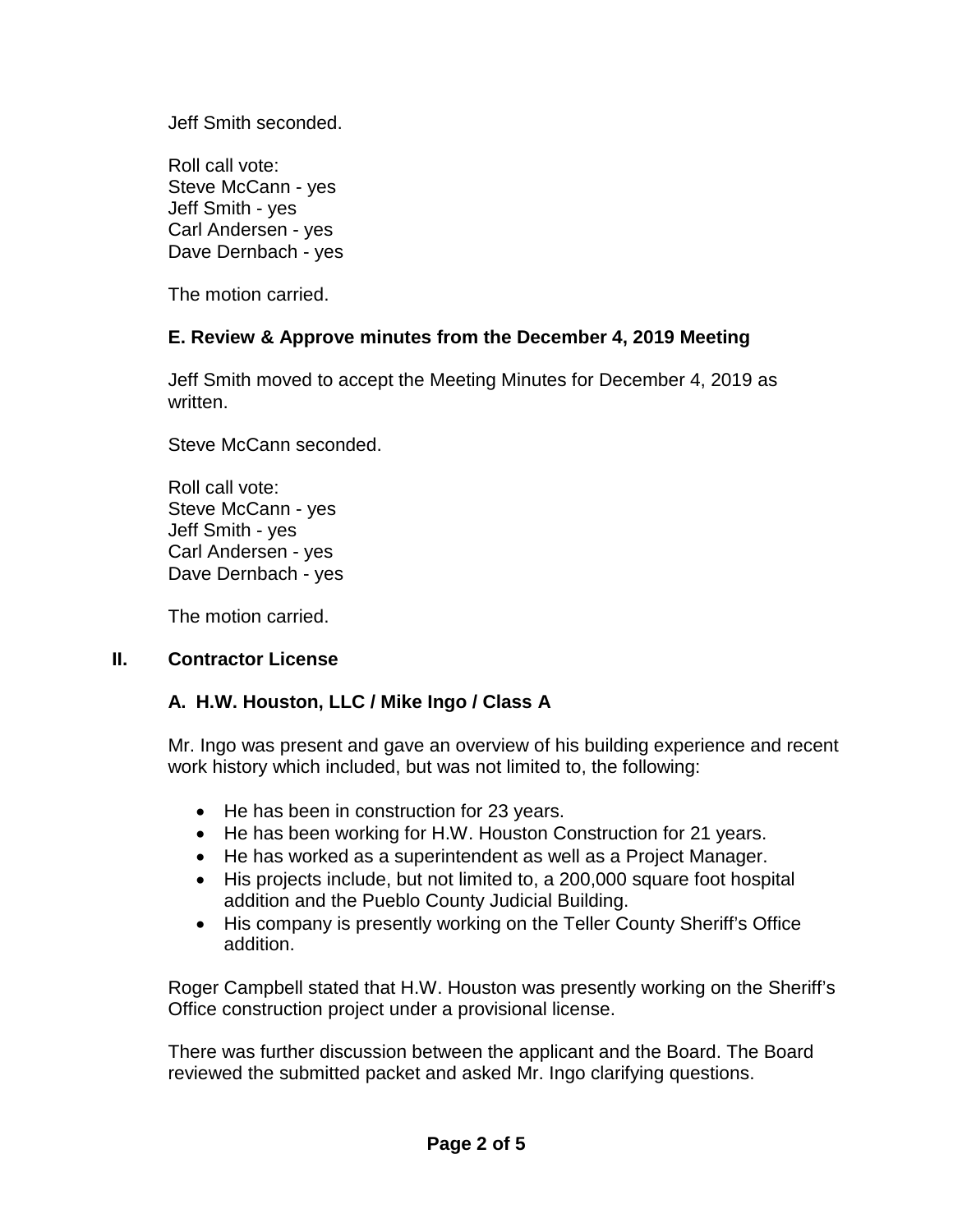Jeff Smith seconded.

Roll call vote:
Steve McCann - yes
Jeff Smith - yes
Carl Andersen - yes
Dave Dernbach - yes

The motion carried.

### E. Review & Approve minutes from the December 4, 2019 Meeting

Jeff Smith moved to accept the Meeting Minutes for December 4, 2019 as written.

Steve McCann seconded.

Roll call vote:
Steve McCann - yes
Jeff Smith - yes
Carl Andersen - yes
Dave Dernbach - yes

The motion carried.

## II. Contractor License

### A. H.W. Houston, LLC / Mike Ingo / Class A

Mr. Ingo was present and gave an overview of his building experience and recent work history which included, but was not limited to, the following:

- He has been in construction for 23 years.
- He has been working for H.W. Houston Construction for 21 years.
- He has worked as a superintendent as well as a Project Manager.
- His projects include, but not limited to, a 200,000 square foot hospital addition and the Pueblo County Judicial Building.
- His company is presently working on the Teller County Sheriff's Office addition.

Roger Campbell stated that H.W. Houston was presently working on the Sheriff's Office construction project under a provisional license.

There was further discussion between the applicant and the Board. The Board reviewed the submitted packet and asked Mr. Ingo clarifying questions.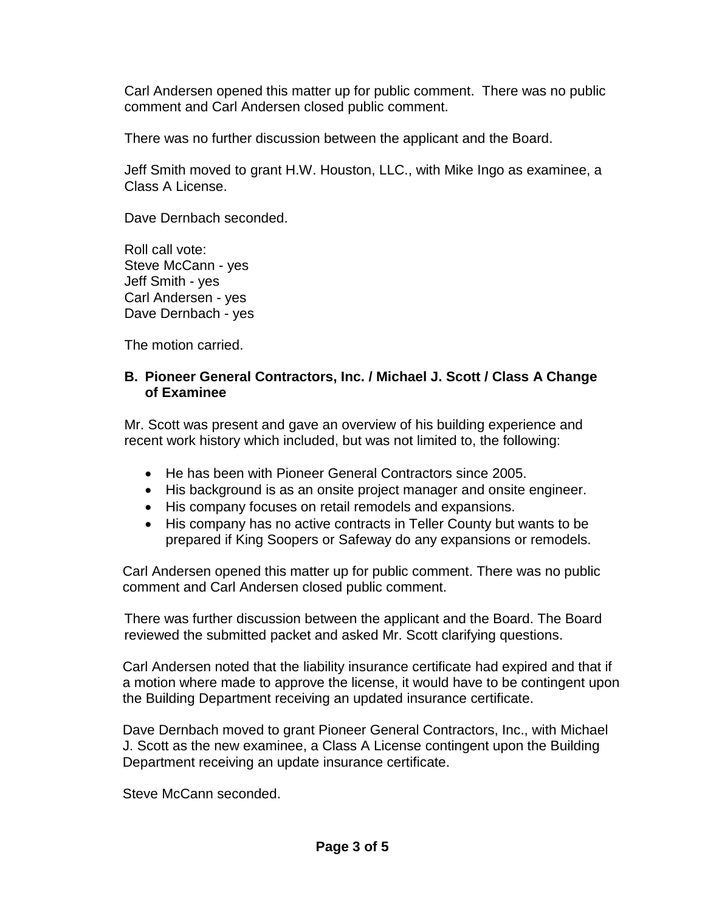Carl Andersen opened this matter up for public comment. There was no public comment and Carl Andersen closed public comment.

There was no further discussion between the applicant and the Board.

Jeff Smith moved to grant H.W. Houston, LLC., with Mike Ingo as examinee, a Class A License.

Dave Dernbach seconded.

Roll call vote:
Steve McCann - yes
Jeff Smith - yes
Carl Andersen - yes
Dave Dernbach - yes

The motion carried.

**B. Pioneer General Contractors, Inc. / Michael J. Scott / Class A Change of Examinee**

Mr. Scott was present and gave an overview of his building experience and recent work history which included, but was not limited to, the following:

- He has been with Pioneer General Contractors since 2005.
- His background is as an onsite project manager and onsite engineer.
- His company focuses on retail remodels and expansions.
- His company has no active contracts in Teller County but wants to be prepared if King Soopers or Safeway do any expansions or remodels.

Carl Andersen opened this matter up for public comment. There was no public comment and Carl Andersen closed public comment.

There was further discussion between the applicant and the Board. The Board reviewed the submitted packet and asked Mr. Scott clarifying questions.

Carl Andersen noted that the liability insurance certificate had expired and that if a motion where made to approve the license, it would have to be contingent upon the Building Department receiving an updated insurance certificate.

Dave Dernbach moved to grant Pioneer General Contractors, Inc., with Michael J. Scott as the new examinee, a Class A License contingent upon the Building Department receiving an update insurance certificate.

Steve McCann seconded.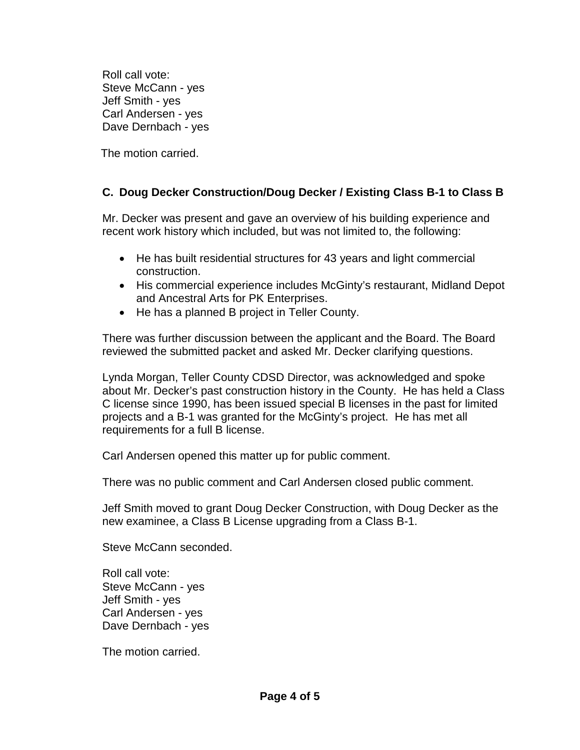Roll call vote:
Steve McCann - yes
Jeff Smith - yes
Carl Andersen - yes
Dave Dernbach - yes

The motion carried.

### C. Doug Decker Construction/Doug Decker / Existing Class B-1 to Class B

Mr. Decker was present and gave an overview of his building experience and recent work history which included, but was not limited to, the following:

- He has built residential structures for 43 years and light commercial construction.
- His commercial experience includes McGinty's restaurant, Midland Depot and Ancestral Arts for PK Enterprises.
- He has a planned B project in Teller County.

There was further discussion between the applicant and the Board. The Board reviewed the submitted packet and asked Mr. Decker clarifying questions.

Lynda Morgan, Teller County CDSD Director, was acknowledged and spoke about Mr. Decker's past construction history in the County. He has held a Class C license since 1990, has been issued special B licenses in the past for limited projects and a B-1 was granted for the McGinty's project. He has met all requirements for a full B license.

Carl Andersen opened this matter up for public comment.

There was no public comment and Carl Andersen closed public comment.

Jeff Smith moved to grant Doug Decker Construction, with Doug Decker as the new examinee, a Class B License upgrading from a Class B-1.

Steve McCann seconded.

Roll call vote:
Steve McCann - yes
Jeff Smith - yes
Carl Andersen - yes
Dave Dernbach - yes

The motion carried.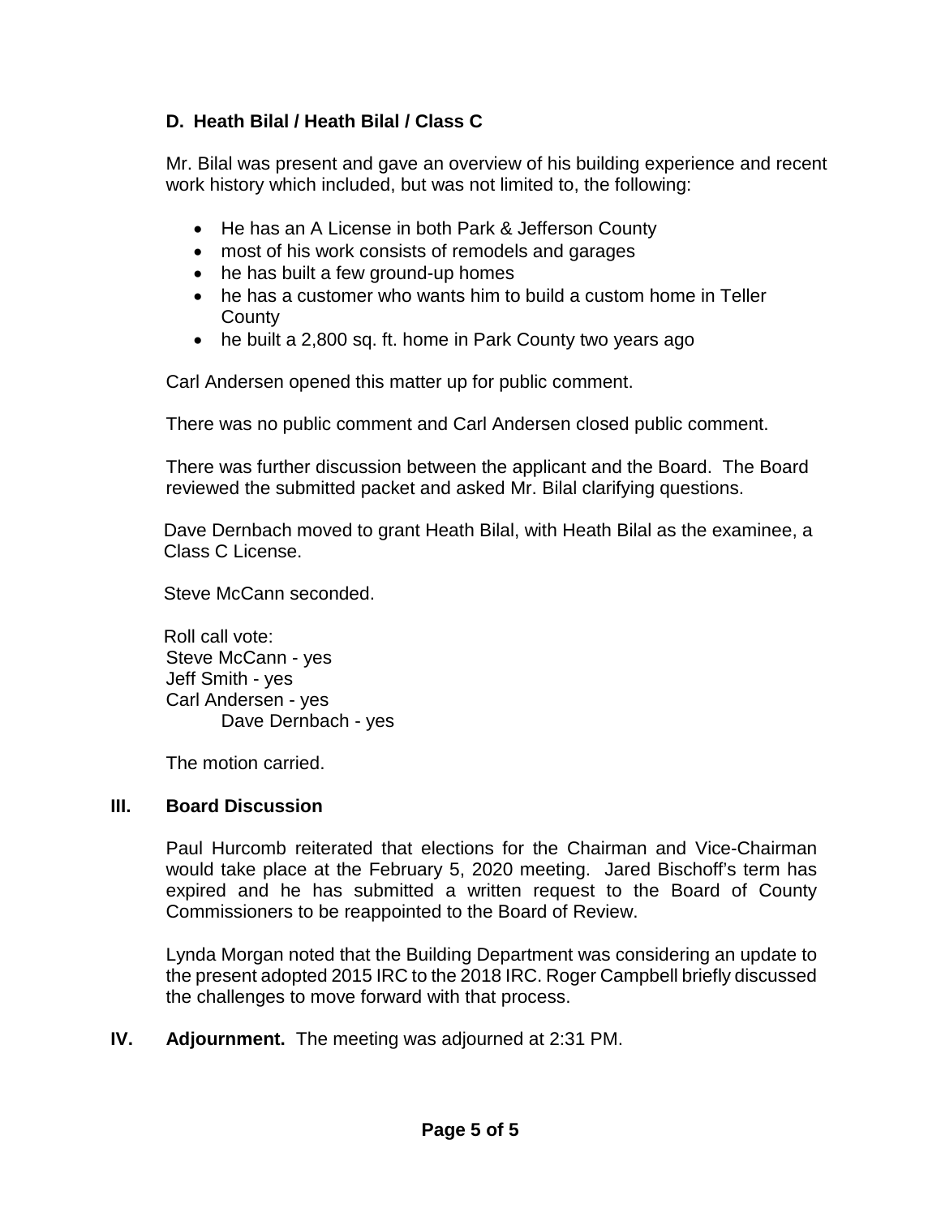### D. Heath Bilal / Heath Bilal / Class C

Mr. Bilal was present and gave an overview of his building experience and recent work history which included, but was not limited to, the following:

- He has an A License in both Park & Jefferson County
- most of his work consists of remodels and garages
- he has built a few ground-up homes
- he has a customer who wants him to build a custom home in Teller County
- he built a 2,800 sq. ft. home in Park County two years ago

Carl Andersen opened this matter up for public comment.

There was no public comment and Carl Andersen closed public comment.

There was further discussion between the applicant and the Board. The Board reviewed the submitted packet and asked Mr. Bilal clarifying questions.

Dave Dernbach moved to grant Heath Bilal, with Heath Bilal as the examinee, a Class C License.

Steve McCann seconded.

Roll call vote:
Steve McCann - yes
Jeff Smith - yes
Carl Andersen - yes
Dave Dernbach - yes

The motion carried.

## III. Board Discussion

Paul Hurcomb reiterated that elections for the Chairman and Vice-Chairman would take place at the February 5, 2020 meeting. Jared Bischoff's term has expired and he has submitted a written request to the Board of County Commissioners to be reappointed to the Board of Review.

Lynda Morgan noted that the Building Department was considering an update to the present adopted 2015 IRC to the 2018 IRC. Roger Campbell briefly discussed the challenges to move forward with that process.

## IV. Adjournment.

The meeting was adjourned at 2:31 PM.